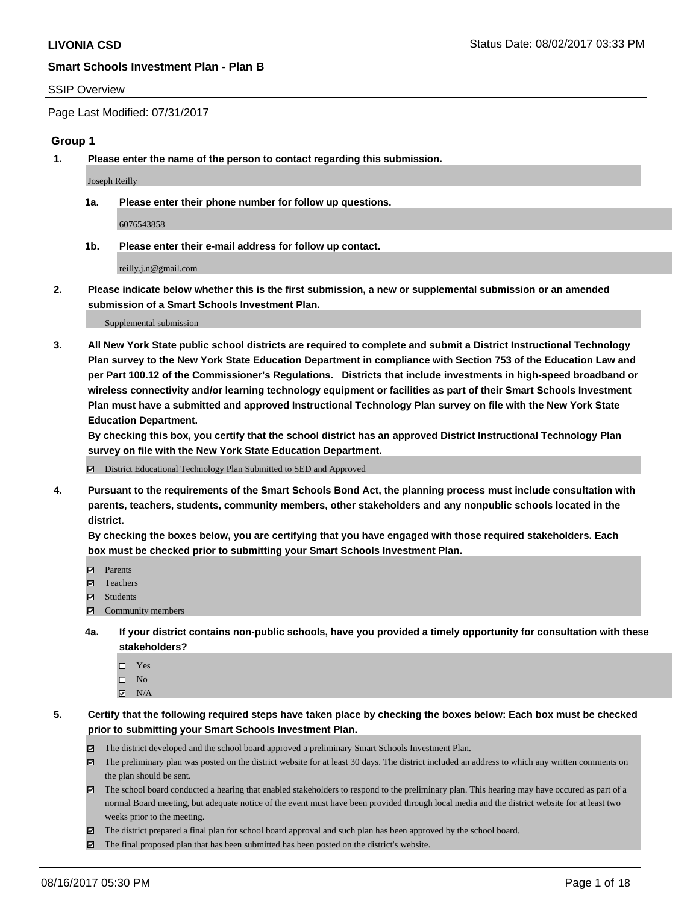**LIVONIA CSD** Status Date: 08/02/2017 03:33 PM

## Smart Schools Investment Plan - Plan B

SSIP Overview

Page Last Modified: 07/31/2017

### Group 1

**1. Please enter the name of the person to contact regarding this submission.**

Joseph Reilly

**1a. Please enter their phone number for follow up questions.**

6076543858

**1b. Please enter their e-mail address for follow up contact.**

reilly.j.n@gmail.com

**2. Please indicate below whether this is the first submission, a new or supplemental submission or an amended submission of a Smart Schools Investment Plan.**

Supplemental submission

**3. All New York State public school districts are required to complete and submit a District Instructional Technology Plan survey to the New York State Education Department in compliance with Section 753 of the Education Law and per Part 100.12 of the Commissioner's Regulations. Districts that include investments in high-speed broadband or wireless connectivity and/or learning technology equipment or facilities as part of their Smart Schools Investment Plan must have a submitted and approved Instructional Technology Plan survey on file with the New York State Education Department.**
**By checking this box, you certify that the school district has an approved District Instructional Technology Plan survey on file with the New York State Education Department.**

☑ District Educational Technology Plan Submitted to SED and Approved

**4. Pursuant to the requirements of the Smart Schools Bond Act, the planning process must include consultation with parents, teachers, students, community members, other stakeholders and any nonpublic schools located in the district.**
**By checking the boxes below, you are certifying that you have engaged with those required stakeholders. Each box must be checked prior to submitting your Smart Schools Investment Plan.**

☑ Parents
☑ Teachers
☑ Students
☑ Community members

**4a. If your district contains non-public schools, have you provided a timely opportunity for consultation with these stakeholders?**

☐ Yes
☐ No
☑ N/A

**5. Certify that the following required steps have taken place by checking the boxes below: Each box must be checked prior to submitting your Smart Schools Investment Plan.**

☑ The district developed and the school board approved a preliminary Smart Schools Investment Plan.
☑ The preliminary plan was posted on the district website for at least 30 days. The district included an address to which any written comments on the plan should be sent.
☑ The school board conducted a hearing that enabled stakeholders to respond to the preliminary plan. This hearing may have occured as part of a normal Board meeting, but adequate notice of the event must have been provided through local media and the district website for at least two weeks prior to the meeting.
☑ The district prepared a final plan for school board approval and such plan has been approved by the school board.
☑ The final proposed plan that has been submitted has been posted on the district's website.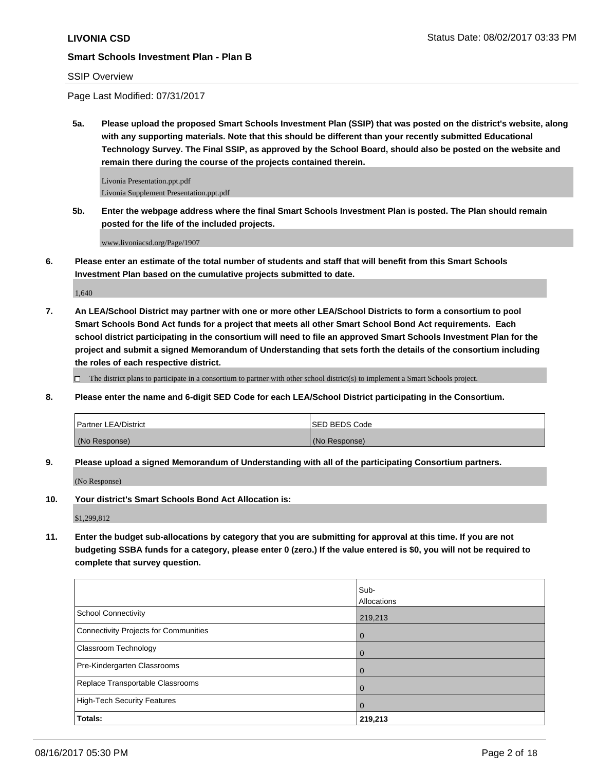**LIVONIA CSD**

**Smart Schools Investment Plan - Plan B**

SSIP Overview

Page Last Modified: 07/31/2017

**5a. Please upload the proposed Smart Schools Investment Plan (SSIP) that was posted on the district's website, along with any supporting materials. Note that this should be different than your recently submitted Educational Technology Survey. The Final SSIP, as approved by the School Board, should also be posted on the website and remain there during the course of the projects contained therein.**

Livonia Presentation.ppt.pdf
Livonia Supplement Presentation.ppt.pdf

**5b. Enter the webpage address where the final Smart Schools Investment Plan is posted. The Plan should remain posted for the life of the included projects.**

www.livoniacsd.org/Page/1907

**6. Please enter an estimate of the total number of students and staff that will benefit from this Smart Schools Investment Plan based on the cumulative projects submitted to date.**

1,640

**7. An LEA/School District may partner with one or more other LEA/School Districts to form a consortium to pool Smart Schools Bond Act funds for a project that meets all other Smart School Bond Act requirements. Each school district participating in the consortium will need to file an approved Smart Schools Investment Plan for the project and submit a signed Memorandum of Understanding that sets forth the details of the consortium including the roles of each respective district.**

☐ The district plans to participate in a consortium to partner with other school district(s) to implement a Smart Schools project.

**8. Please enter the name and 6-digit SED Code for each LEA/School District participating in the Consortium.**

| Partner LEA/District | SED BEDS Code |
|---|---|
| (No Response) | (No Response) |

**9. Please upload a signed Memorandum of Understanding with all of the participating Consortium partners.**

(No Response)

**10. Your district's Smart Schools Bond Act Allocation is:**

$1,299,812

**11. Enter the budget sub-allocations by category that you are submitting for approval at this time. If you are not budgeting SSBA funds for a category, please enter 0 (zero.) If the value entered is $0, you will not be required to complete that survey question.**

| | Sub-Allocations |
|---|---|
| School Connectivity | 219,213 |
| Connectivity Projects for Communities | 0 |
| Classroom Technology | 0 |
| Pre-Kindergarten Classrooms | 0 |
| Replace Transportable Classrooms | 0 |
| High-Tech Security Features | 0 |
| **Totals:** | **219,213** |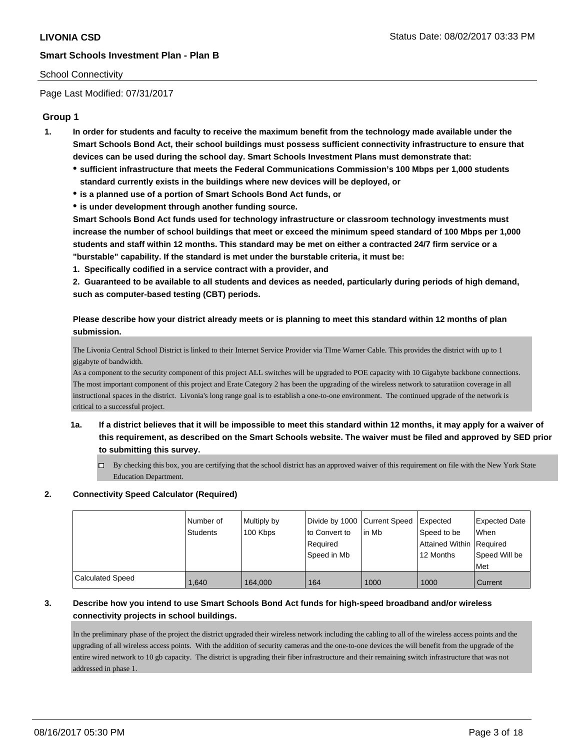**LIVONIA CSD**

**Smart Schools Investment Plan - Plan B**

School Connectivity

Page Last Modified: 07/31/2017

## Group 1

1. **In order for students and faculty to receive the maximum benefit from the technology made available under the Smart Schools Bond Act, their school buildings must possess sufficient connectivity infrastructure to ensure that devices can be used during the school day. Smart Schools Investment Plans must demonstrate that:**
   - **sufficient infrastructure that meets the Federal Communications Commission's 100 Mbps per 1,000 students standard currently exists in the buildings where new devices will be deployed, or**
   - **is a planned use of a portion of Smart Schools Bond Act funds, or**
   - **is under development through another funding source.**

   **Smart Schools Bond Act funds used for technology infrastructure or classroom technology investments must increase the number of school buildings that meet or exceed the minimum speed standard of 100 Mbps per 1,000 students and staff within 12 months. This standard may be met on either a contracted 24/7 firm service or a "burstable" capability. If the standard is met under the burstable criteria, it must be:**

   **1. Specifically codified in a service contract with a provider, and**

   **2. Guaranteed to be available to all students and devices as needed, particularly during periods of high demand, such as computer-based testing (CBT) periods.**

   **Please describe how your district already meets or is planning to meet this standard within 12 months of plan submission.**

   The Livonia Central School District is linked to their Internet Service Provider via TIme Warner Cable. This provides the district with up to 1 gigabyte of bandwidth.
   As a component to the security component of this project ALL switches will be upgraded to POE capacity with 10 Gigabyte backbone connections. The most important component of this project and Erate Category 2 has been the upgrading of the wireless network to saturatiion coverage in all instructional spaces in the district. Livonia's long range goal is to establish a one-to-one environment. The continued upgrade of the network is critical to a successful project.

   1a. **If a district believes that it will be impossible to meet this standard within 12 months, it may apply for a waiver of this requirement, as described on the Smart Schools website. The waiver must be filed and approved by SED prior to submitting this survey.**

   ☐ By checking this box, you are certifying that the school district has an approved waiver of this requirement on file with the New York State Education Department.

2. **Connectivity Speed Calculator (Required)**

| | Number of Students | Multiply by 100 Kbps | Divide by 1000 to Convert to Required Speed in Mb | Current Speed in Mb | Expected Speed to be Attained Within 12 Months | Expected Date When Required Speed Will be Met |
|---|---|---|---|---|---|---|
| Calculated Speed | 1,640 | 164,000 | 164 | 1000 | 1000 | Current |

3. **Describe how you intend to use Smart Schools Bond Act funds for high-speed broadband and/or wireless connectivity projects in school buildings.**

   In the preliminary phase of the project the district upgraded their wireless network including the cabling to all of the wireless access points and the upgrading of all wireless access points. With the addition of security cameras and the one-to-one devices the will benefit from the upgrade of the entire wired network to 10 gb capacity. The district is upgrading their fiber infrastructure and their remaining switch infrastructure that was not addressed in phase 1.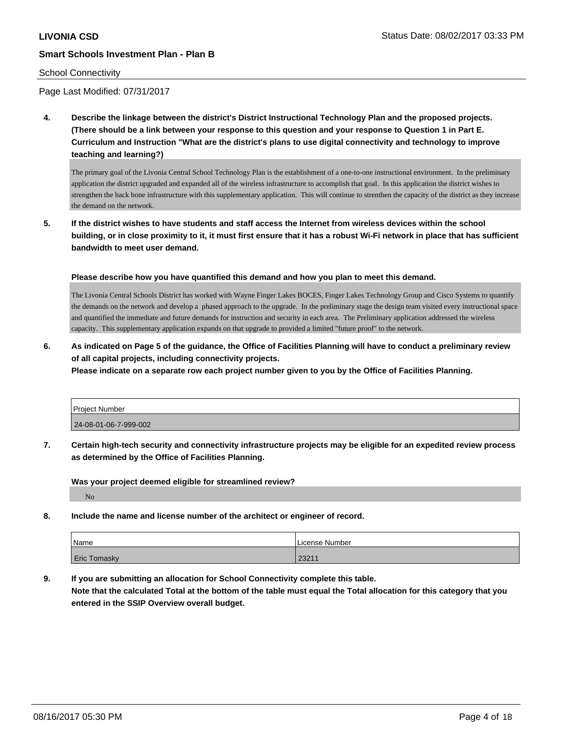**LIVONIA CSD** Status Date: 08/02/2017 03:33 PM

**Smart Schools Investment Plan - Plan B**

School Connectivity

Page Last Modified: 07/31/2017

**4. Describe the linkage between the district's District Instructional Technology Plan and the proposed projects. (There should be a link between your response to this question and your response to Question 1 in Part E. Curriculum and Instruction "What are the district's plans to use digital connectivity and technology to improve teaching and learning?)**

The primary goal of the Livonia Central School Technology Plan is the establishment of a one-to-one instructional environment. In the preliminary application the district upgraded and expanded all of the wireless infrastructure to accomplish that goal. In this application the district wishes to strengthen the back bone infrastructure with this supplementary application. This will continue to strenthen the capacity of the district as they increase the demand on the network.

**5. If the district wishes to have students and staff access the Internet from wireless devices within the school building, or in close proximity to it, it must first ensure that it has a robust Wi-Fi network in place that has sufficient bandwidth to meet user demand.**

**Please describe how you have quantified this demand and how you plan to meet this demand.**

The Livonia Central Schools District has worked with Wayne Finger Lakes BOCES, Finger Lakes Technology Group and Cisco Systems to quantify the demands on the network and develop a phased approach to the upgrade. In the preliminary stage the design team visited every instructional space and quantified the immediate and future demands for instruction and security in each area. The Preliminary application addressed the wireless capacity. This supplementary application expands on that upgrade to provided a limited "future proof" to the network.

**6. As indicated on Page 5 of the guidance, the Office of Facilities Planning will have to conduct a preliminary review of all capital projects, including connectivity projects.**
**Please indicate on a separate row each project number given to you by the Office of Facilities Planning.**

| Project Number |
|---|
| 24-08-01-06-7-999-002 |

**7. Certain high-tech security and connectivity infrastructure projects may be eligible for an expedited review process as determined by the Office of Facilities Planning.**

**Was your project deemed eligible for streamlined review?**

No

**8. Include the name and license number of the architect or engineer of record.**

| Name | License Number |
|---|---|
| Eric Tomasky | 23211 |

**9. If you are submitting an allocation for School Connectivity complete this table.**
**Note that the calculated Total at the bottom of the table must equal the Total allocation for this category that you entered in the SSIP Overview overall budget.**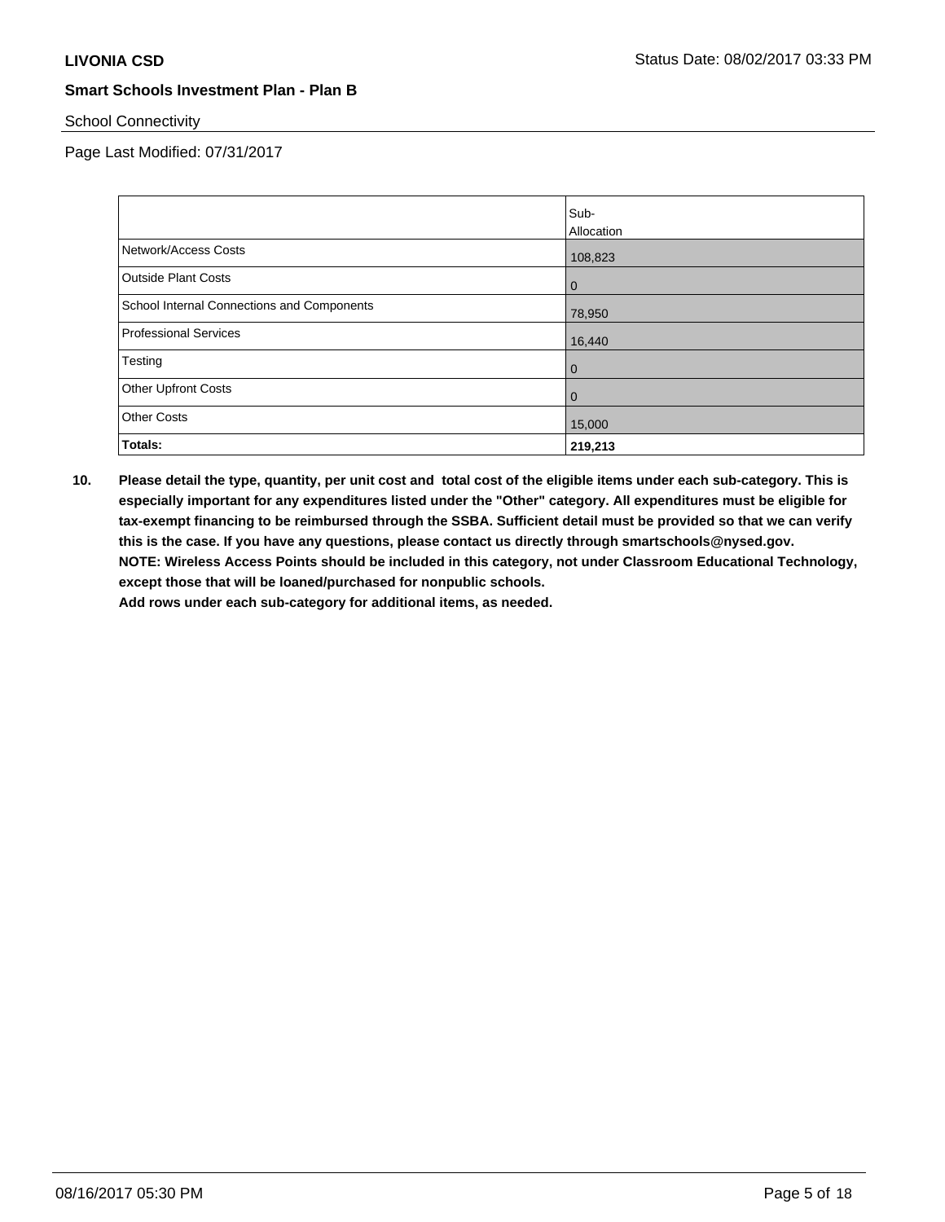**LIVONIA CSD**

**Smart Schools Investment Plan - Plan B**

School Connectivity

Page Last Modified: 07/31/2017

| | Sub-Allocation |
|---|---|
| Network/Access Costs | 108,823 |
| Outside Plant Costs | 0 |
| School Internal Connections and Components | 78,950 |
| Professional Services | 16,440 |
| Testing | 0 |
| Other Upfront Costs | 0 |
| Other Costs | 15,000 |
| **Totals:** | **219,213** |

**10. Please detail the type, quantity, per unit cost and total cost of the eligible items under each sub-category. This is especially important for any expenditures listed under the "Other" category. All expenditures must be eligible for tax-exempt financing to be reimbursed through the SSBA. Sufficient detail must be provided so that we can verify this is the case. If you have any questions, please contact us directly through smartschools@nysed.gov.**
**NOTE: Wireless Access Points should be included in this category, not under Classroom Educational Technology, except those that will be loaned/purchased for nonpublic schools.**
**Add rows under each sub-category for additional items, as needed.**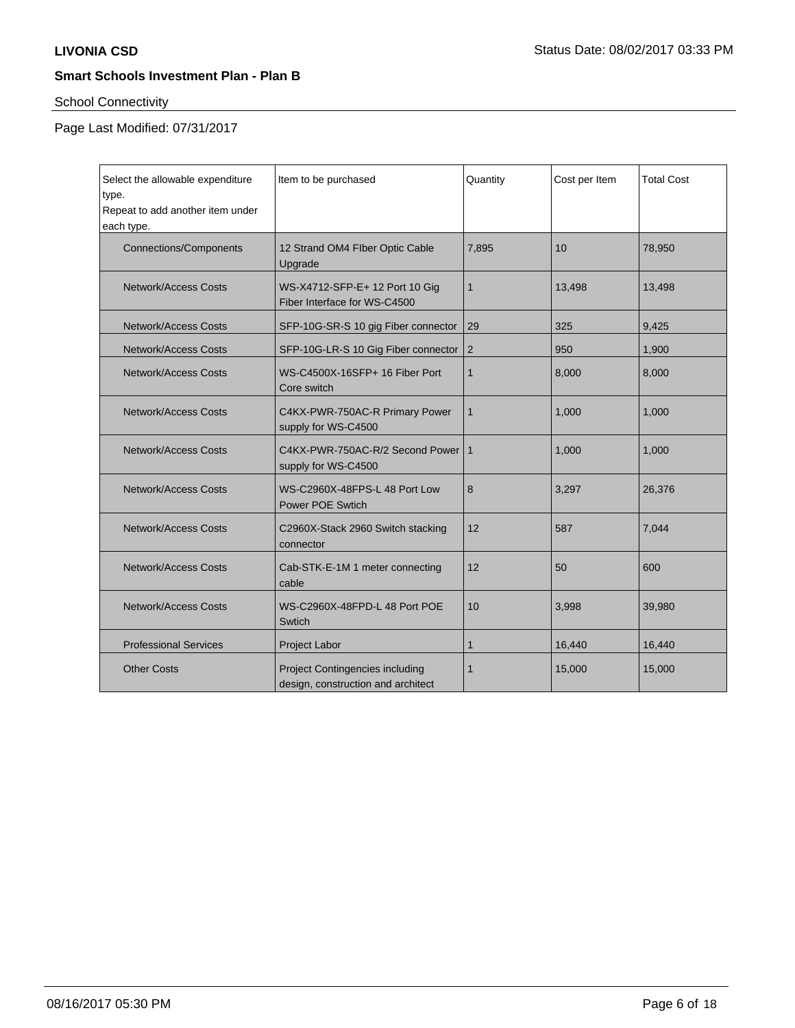**LIVONIA CSD**

**Smart Schools Investment Plan - Plan B**

School Connectivity

Page Last Modified: 07/31/2017

| Select the allowable expenditure type. Repeat to add another item under each type. | Item to be purchased | Quantity | Cost per Item | Total Cost |
|---|---|---|---|---|
| Connections/Components | 12 Strand OM4 FIber Optic Cable Upgrade | 7,895 | 10 | 78,950 |
| Network/Access Costs | WS-X4712-SFP-E+ 12 Port 10 Gig Fiber Interface for WS-C4500 | 1 | 13,498 | 13,498 |
| Network/Access Costs | SFP-10G-SR-S 10 gig Fiber connector | 29 | 325 | 9,425 |
| Network/Access Costs | SFP-10G-LR-S 10 Gig Fiber connector | 2 | 950 | 1,900 |
| Network/Access Costs | WS-C4500X-16SFP+ 16 Fiber Port Core switch | 1 | 8,000 | 8,000 |
| Network/Access Costs | C4KX-PWR-750AC-R Primary Power supply for WS-C4500 | 1 | 1,000 | 1,000 |
| Network/Access Costs | C4KX-PWR-750AC-R/2 Second Power supply for WS-C4500 | 1 | 1,000 | 1,000 |
| Network/Access Costs | WS-C2960X-48FPS-L 48 Port Low Power POE Swtich | 8 | 3,297 | 26,376 |
| Network/Access Costs | C2960X-Stack 2960 Switch stacking connector | 12 | 587 | 7,044 |
| Network/Access Costs | Cab-STK-E-1M 1 meter connecting cable | 12 | 50 | 600 |
| Network/Access Costs | WS-C2960X-48FPD-L 48 Port POE Swtich | 10 | 3,998 | 39,980 |
| Professional Services | Project Labor | 1 | 16,440 | 16,440 |
| Other Costs | Project Contingencies including design, construction and architect | 1 | 15,000 | 15,000 |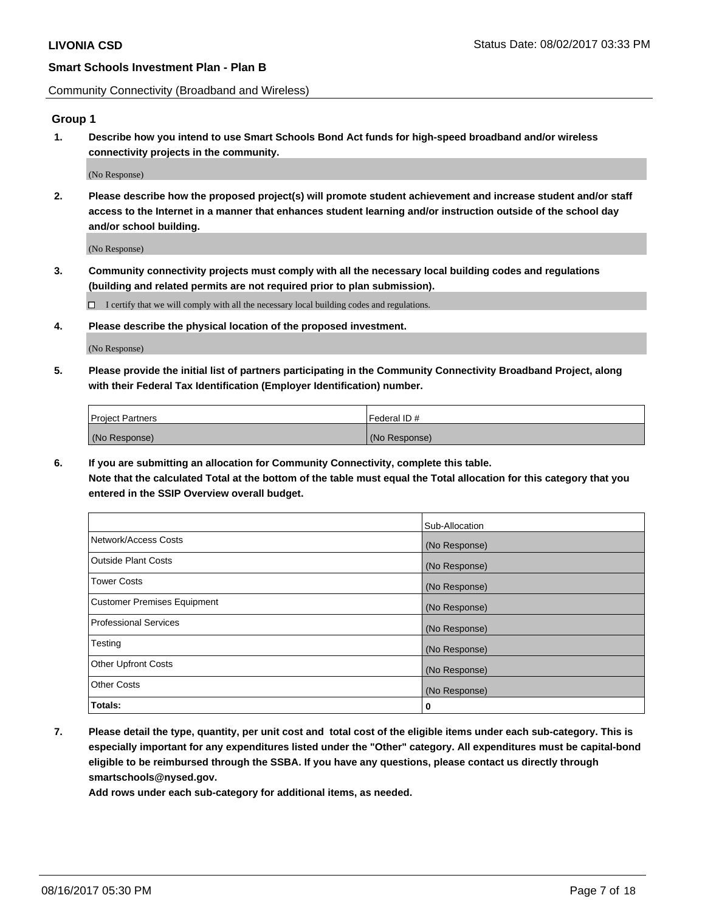**LIVONIA CSD** Status Date: 08/02/2017 03:33 PM

**Smart Schools Investment Plan - Plan B**

Community Connectivity (Broadband and Wireless)

## Group 1

**1. Describe how you intend to use Smart Schools Bond Act funds for high-speed broadband and/or wireless connectivity projects in the community.**

(No Response)

**2. Please describe how the proposed project(s) will promote student achievement and increase student and/or staff access to the Internet in a manner that enhances student learning and/or instruction outside of the school day and/or school building.**

(No Response)

**3. Community connectivity projects must comply with all the necessary local building codes and regulations (building and related permits are not required prior to plan submission).**

☐ I certify that we will comply with all the necessary local building codes and regulations.

**4. Please describe the physical location of the proposed investment.**

(No Response)

**5. Please provide the initial list of partners participating in the Community Connectivity Broadband Project, along with their Federal Tax Identification (Employer Identification) number.**

| Project Partners | Federal ID # |
|---|---|
| (No Response) | (No Response) |

**6. If you are submitting an allocation for Community Connectivity, complete this table. Note that the calculated Total at the bottom of the table must equal the Total allocation for this category that you entered in the SSIP Overview overall budget.**

| | Sub-Allocation |
|---|---|
| Network/Access Costs | (No Response) |
| Outside Plant Costs | (No Response) |
| Tower Costs | (No Response) |
| Customer Premises Equipment | (No Response) |
| Professional Services | (No Response) |
| Testing | (No Response) |
| Other Upfront Costs | (No Response) |
| Other Costs | (No Response) |
| **Totals:** | **0** |

**7. Please detail the type, quantity, per unit cost and total cost of the eligible items under each sub-category. This is especially important for any expenditures listed under the "Other" category. All expenditures must be capital-bond eligible to be reimbursed through the SSBA. If you have any questions, please contact us directly through smartschools@nysed.gov.**

**Add rows under each sub-category for additional items, as needed.**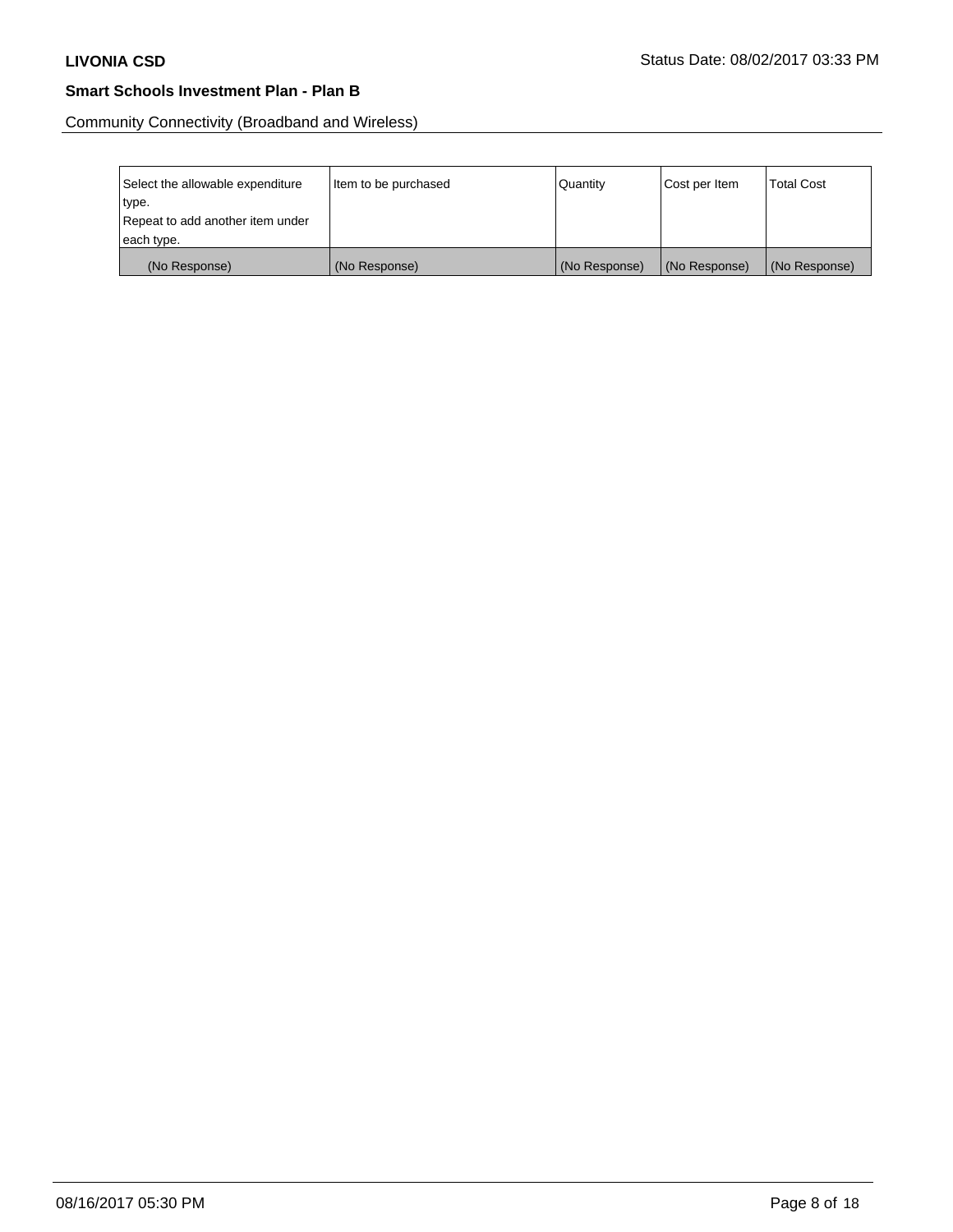Community Connectivity (Broadband and Wireless)

| Select the allowable expenditure type.<br>Repeat to add another item under each type. | Item to be purchased | Quantity | Cost per Item | Total Cost |
|---|---|---|---|---|
| (No Response) | (No Response) | (No Response) | (No Response) | (No Response) |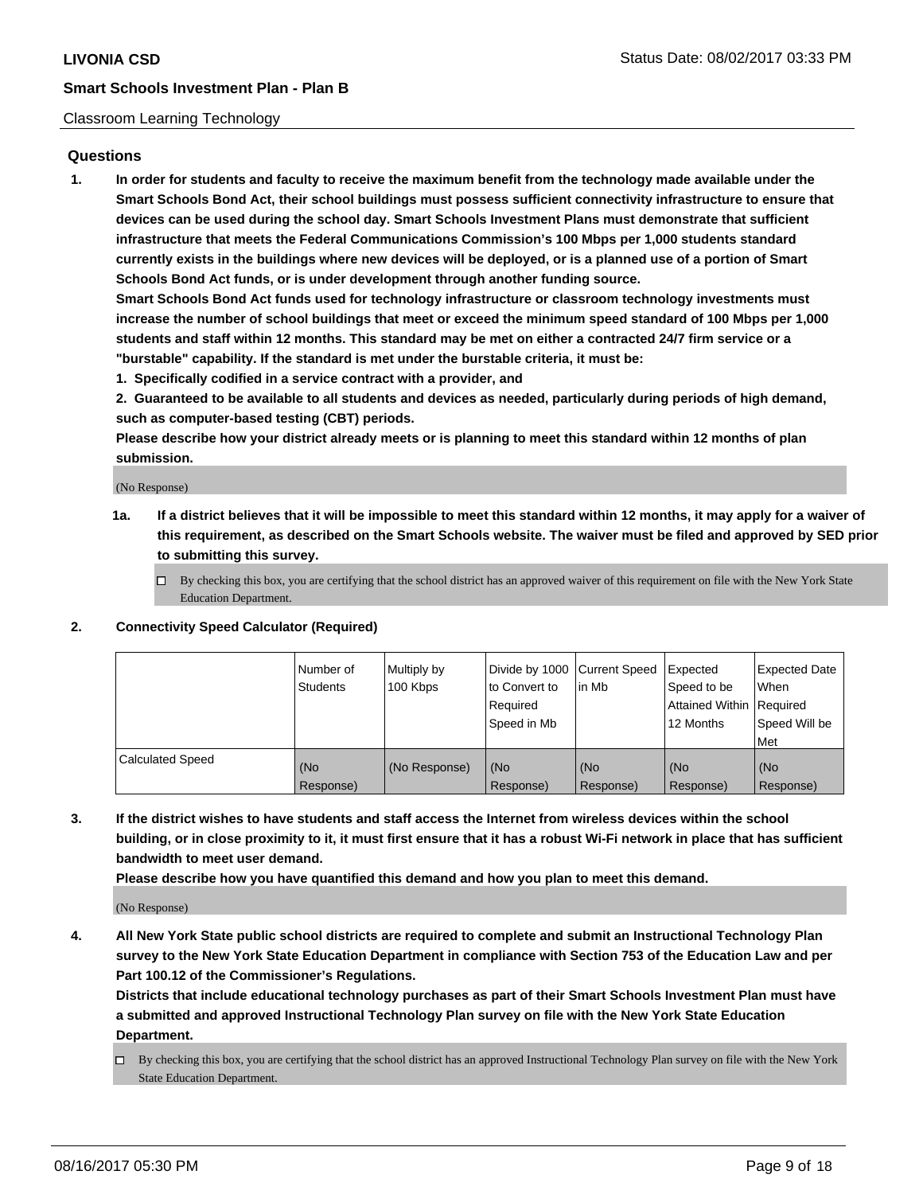**LIVONIA CSD** Status Date: 08/02/2017 03:33 PM

**Smart Schools Investment Plan - Plan B**

Classroom Learning Technology

## Questions

1. **In order for students and faculty to receive the maximum benefit from the technology made available under the Smart Schools Bond Act, their school buildings must possess sufficient connectivity infrastructure to ensure that devices can be used during the school day. Smart Schools Investment Plans must demonstrate that sufficient infrastructure that meets the Federal Communications Commission's 100 Mbps per 1,000 students standard currently exists in the buildings where new devices will be deployed, or is a planned use of a portion of Smart Schools Bond Act funds, or is under development through another funding source.**

   **Smart Schools Bond Act funds used for technology infrastructure or classroom technology investments must increase the number of school buildings that meet or exceed the minimum speed standard of 100 Mbps per 1,000 students and staff within 12 months. This standard may be met on either a contracted 24/7 firm service or a "burstable" capability. If the standard is met under the burstable criteria, it must be:**

   **1. Specifically codified in a service contract with a provider, and**

   **2. Guaranteed to be available to all students and devices as needed, particularly during periods of high demand, such as computer-based testing (CBT) periods.**

   **Please describe how your district already meets or is planning to meet this standard within 12 months of plan submission.**

   (No Response)

   **1a. If a district believes that it will be impossible to meet this standard within 12 months, it may apply for a waiver of this requirement, as described on the Smart Schools website. The waiver must be filed and approved by SED prior to submitting this survey.**

   ☐ By checking this box, you are certifying that the school district has an approved waiver of this requirement on file with the New York State Education Department.

2. **Connectivity Speed Calculator (Required)**

| | Number of Students | Multiply by 100 Kbps | Divide by 1000 to Convert to Required Speed in Mb | Current Speed in Mb | Expected Speed to be Attained Within 12 Months | Expected Date When Required Speed Will be Met |
|---|---|---|---|---|---|---|
| Calculated Speed | (No Response) | (No Response) | (No Response) | (No Response) | (No Response) | (No Response) |

3. **If the district wishes to have students and staff access the Internet from wireless devices within the school building, or in close proximity to it, it must first ensure that it has a robust Wi-Fi network in place that has sufficient bandwidth to meet user demand.**

   **Please describe how you have quantified this demand and how you plan to meet this demand.**

   (No Response)

4. **All New York State public school districts are required to complete and submit an Instructional Technology Plan survey to the New York State Education Department in compliance with Section 753 of the Education Law and per Part 100.12 of the Commissioner's Regulations.**

   **Districts that include educational technology purchases as part of their Smart Schools Investment Plan must have a submitted and approved Instructional Technology Plan survey on file with the New York State Education Department.**

   ☐ By checking this box, you are certifying that the school district has an approved Instructional Technology Plan survey on file with the New York State Education Department.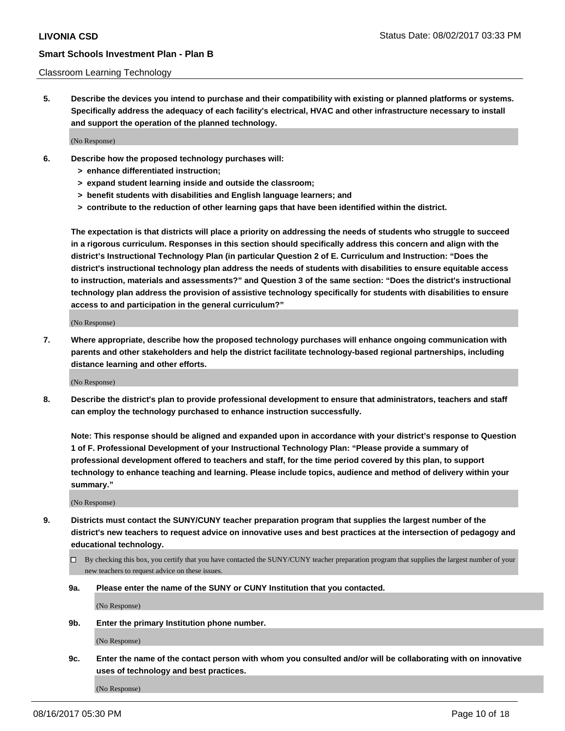Classroom Learning Technology

**5. Describe the devices you intend to purchase and their compatibility with existing or planned platforms or systems. Specifically address the adequacy of each facility's electrical, HVAC and other infrastructure necessary to install and support the operation of the planned technology.**

(No Response)

**6. Describe how the proposed technology purchases will:**
**> enhance differentiated instruction;**
**> expand student learning inside and outside the classroom;**
**> benefit students with disabilities and English language learners; and**
**> contribute to the reduction of other learning gaps that have been identified within the district.**

**The expectation is that districts will place a priority on addressing the needs of students who struggle to succeed in a rigorous curriculum. Responses in this section should specifically address this concern and align with the district's Instructional Technology Plan (in particular Question 2 of E. Curriculum and Instruction: "Does the district's instructional technology plan address the needs of students with disabilities to ensure equitable access to instruction, materials and assessments?" and Question 3 of the same section: "Does the district's instructional technology plan address the provision of assistive technology specifically for students with disabilities to ensure access to and participation in the general curriculum?"**

(No Response)

**7. Where appropriate, describe how the proposed technology purchases will enhance ongoing communication with parents and other stakeholders and help the district facilitate technology-based regional partnerships, including distance learning and other efforts.**

(No Response)

**8. Describe the district's plan to provide professional development to ensure that administrators, teachers and staff can employ the technology purchased to enhance instruction successfully.**

**Note: This response should be aligned and expanded upon in accordance with your district's response to Question 1 of F. Professional Development of your Instructional Technology Plan: "Please provide a summary of professional development offered to teachers and staff, for the time period covered by this plan, to support technology to enhance teaching and learning. Please include topics, audience and method of delivery within your summary."**

(No Response)

**9. Districts must contact the SUNY/CUNY teacher preparation program that supplies the largest number of the district's new teachers to request advice on innovative uses and best practices at the intersection of pedagogy and educational technology.**

☐ By checking this box, you certify that you have contacted the SUNY/CUNY teacher preparation program that supplies the largest number of your new teachers to request advice on these issues.

**9a. Please enter the name of the SUNY or CUNY Institution that you contacted.**

(No Response)

**9b. Enter the primary Institution phone number.**

(No Response)

**9c. Enter the name of the contact person with whom you consulted and/or will be collaborating with on innovative uses of technology and best practices.**

(No Response)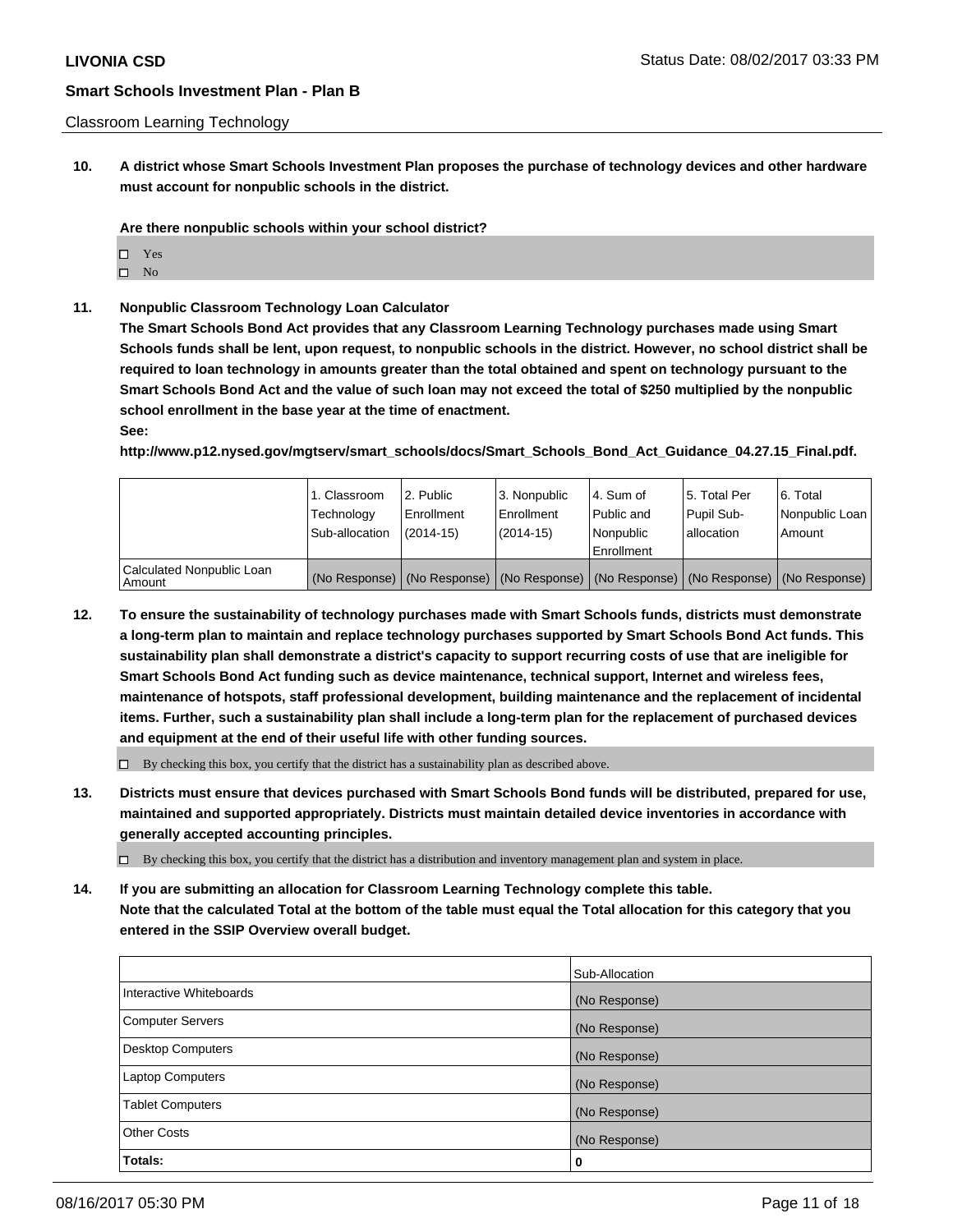Classroom Learning Technology

**10. A district whose Smart Schools Investment Plan proposes the purchase of technology devices and other hardware must account for nonpublic schools in the district.**

**Are there nonpublic schools within your school district?**

- ☐ Yes
- ☐ No

**11. Nonpublic Classroom Technology Loan Calculator**

**The Smart Schools Bond Act provides that any Classroom Learning Technology purchases made using Smart Schools funds shall be lent, upon request, to nonpublic schools in the district. However, no school district shall be required to loan technology in amounts greater than the total obtained and spent on technology pursuant to the Smart Schools Bond Act and the value of such loan may not exceed the total of $250 multiplied by the nonpublic school enrollment in the base year at the time of enactment.**

**See:**

**http://www.p12.nysed.gov/mgtserv/smart_schools/docs/Smart_Schools_Bond_Act_Guidance_04.27.15_Final.pdf.**

| | 1. Classroom Technology Sub-allocation | 2. Public Enrollment (2014-15) | 3. Nonpublic Enrollment (2014-15) | 4. Sum of Public and Nonpublic Enrollment | 5. Total Per Pupil Sub-allocation | 6. Total Nonpublic Loan Amount |
|---|---|---|---|---|---|---|
| Calculated Nonpublic Loan Amount | (No Response) | (No Response) | (No Response) | (No Response) | (No Response) | (No Response) |

**12. To ensure the sustainability of technology purchases made with Smart Schools funds, districts must demonstrate a long-term plan to maintain and replace technology purchases supported by Smart Schools Bond Act funds. This sustainability plan shall demonstrate a district's capacity to support recurring costs of use that are ineligible for Smart Schools Bond Act funding such as device maintenance, technical support, Internet and wireless fees, maintenance of hotspots, staff professional development, building maintenance and the replacement of incidental items. Further, such a sustainability plan shall include a long-term plan for the replacement of purchased devices and equipment at the end of their useful life with other funding sources.**

- ☐ By checking this box, you certify that the district has a sustainability plan as described above.

**13. Districts must ensure that devices purchased with Smart Schools Bond funds will be distributed, prepared for use, maintained and supported appropriately. Districts must maintain detailed device inventories in accordance with generally accepted accounting principles.**

- ☐ By checking this box, you certify that the district has a distribution and inventory management plan and system in place.

**14. If you are submitting an allocation for Classroom Learning Technology complete this table. Note that the calculated Total at the bottom of the table must equal the Total allocation for this category that you entered in the SSIP Overview overall budget.**

| | Sub-Allocation |
|---|---|
| Interactive Whiteboards | (No Response) |
| Computer Servers | (No Response) |
| Desktop Computers | (No Response) |
| Laptop Computers | (No Response) |
| Tablet Computers | (No Response) |
| Other Costs | (No Response) |
| **Totals:** | **0** |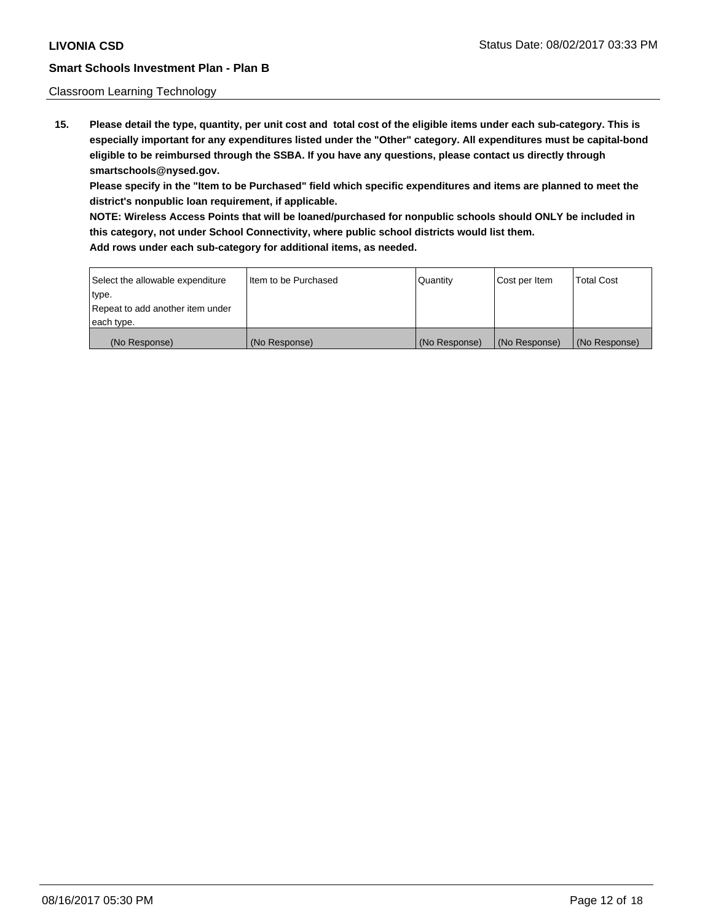Classroom Learning Technology

15. **Please detail the type, quantity, per unit cost and total cost of the eligible items under each sub-category. This is especially important for any expenditures listed under the "Other" category. All expenditures must be capital-bond eligible to be reimbursed through the SSBA. If you have any questions, please contact us directly through smartschools@nysed.gov.**
    **Please specify in the "Item to be Purchased" field which specific expenditures and items are planned to meet the district's nonpublic loan requirement, if applicable.**
    **NOTE: Wireless Access Points that will be loaned/purchased for nonpublic schools should ONLY be included in this category, not under School Connectivity, where public school districts would list them.**
    **Add rows under each sub-category for additional items, as needed.**

| Select the allowable expenditure type. Repeat to add another item under each type. | Item to be Purchased | Quantity | Cost per Item | Total Cost |
|---|---|---|---|---|
| (No Response) | (No Response) | (No Response) | (No Response) | (No Response) |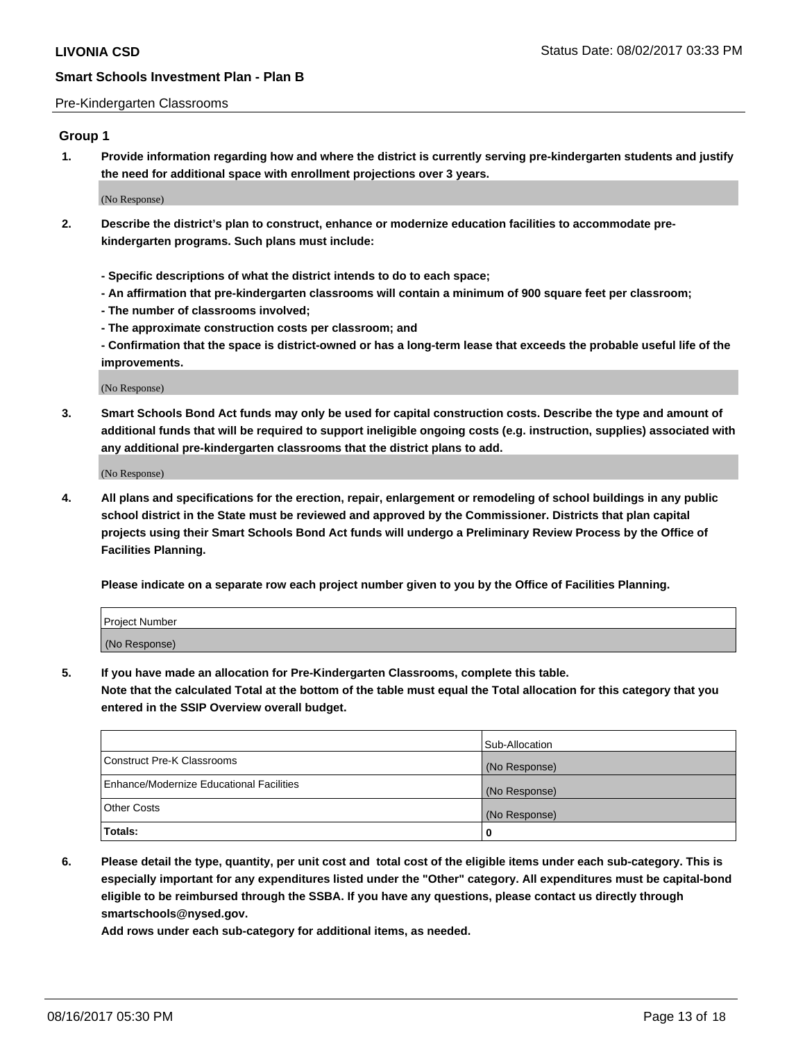Pre-Kindergarten Classrooms

### Group 1

**1. Provide information regarding how and where the district is currently serving pre-kindergarten students and justify the need for additional space with enrollment projections over 3 years.**

(No Response)

**2. Describe the district's plan to construct, enhance or modernize education facilities to accommodate pre-kindergarten programs. Such plans must include:**

**- Specific descriptions of what the district intends to do to each space;**
**- An affirmation that pre-kindergarten classrooms will contain a minimum of 900 square feet per classroom;**
**- The number of classrooms involved;**
**- The approximate construction costs per classroom; and**
**- Confirmation that the space is district-owned or has a long-term lease that exceeds the probable useful life of the improvements.**

(No Response)

**3. Smart Schools Bond Act funds may only be used for capital construction costs. Describe the type and amount of additional funds that will be required to support ineligible ongoing costs (e.g. instruction, supplies) associated with any additional pre-kindergarten classrooms that the district plans to add.**

(No Response)

**4. All plans and specifications for the erection, repair, enlargement or remodeling of school buildings in any public school district in the State must be reviewed and approved by the Commissioner. Districts that plan capital projects using their Smart Schools Bond Act funds will undergo a Preliminary Review Process by the Office of Facilities Planning.**

**Please indicate on a separate row each project number given to you by the Office of Facilities Planning.**

| Project Number |
| --- |
| (No Response) |

**5. If you have made an allocation for Pre-Kindergarten Classrooms, complete this table.**
**Note that the calculated Total at the bottom of the table must equal the Total allocation for this category that you entered in the SSIP Overview overall budget.**

| | Sub-Allocation |
| --- | --- |
| Construct Pre-K Classrooms | (No Response) |
| Enhance/Modernize Educational Facilities | (No Response) |
| Other Costs | (No Response) |
| **Totals:** | **0** |

**6. Please detail the type, quantity, per unit cost and total cost of the eligible items under each sub-category. This is especially important for any expenditures listed under the "Other" category. All expenditures must be capital-bond eligible to be reimbursed through the SSBA. If you have any questions, please contact us directly through smartschools@nysed.gov.**
**Add rows under each sub-category for additional items, as needed.**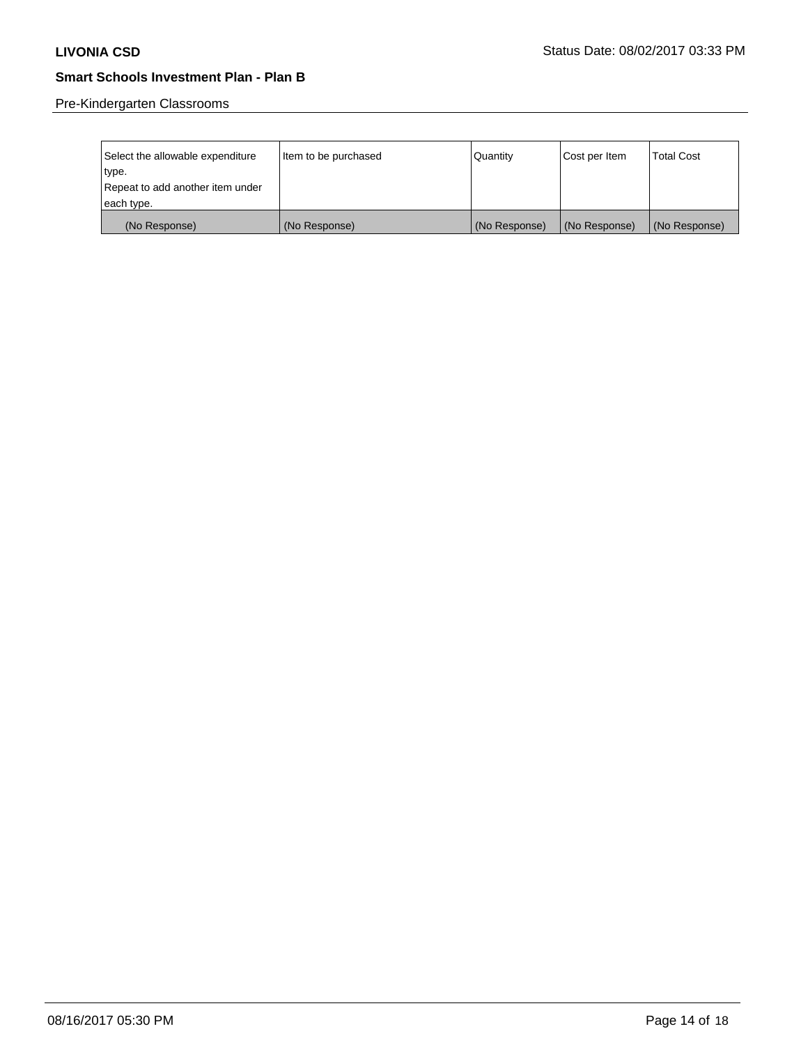Pre-Kindergarten Classrooms

| Select the allowable expenditure type. Repeat to add another item under each type. | Item to be purchased | Quantity | Cost per Item | Total Cost |
|---|---|---|---|---|
| (No Response) | (No Response) | (No Response) | (No Response) | (No Response) |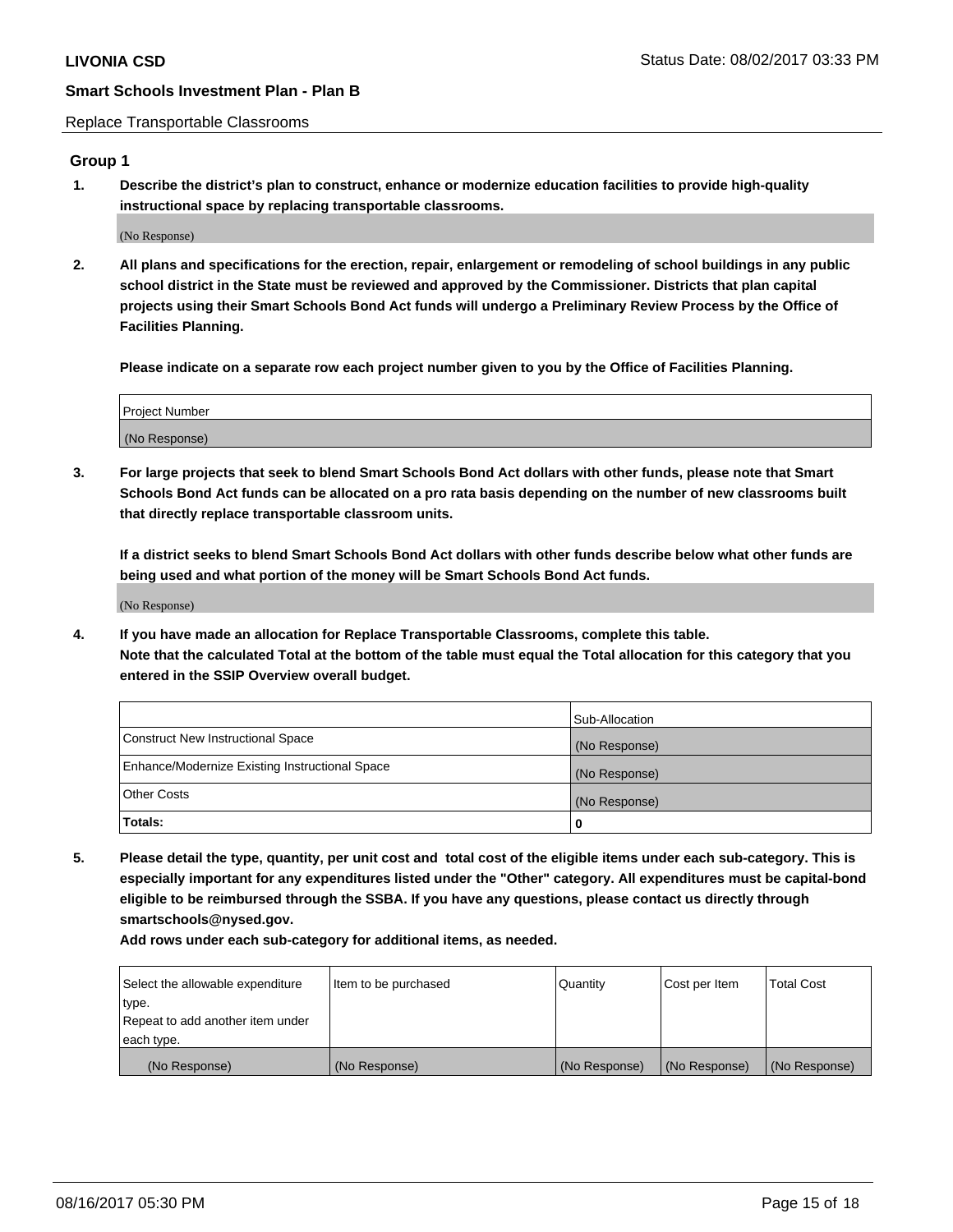Replace Transportable Classrooms

## Group 1

**1. Describe the district's plan to construct, enhance or modernize education facilities to provide high-quality instructional space by replacing transportable classrooms.**

(No Response)

**2. All plans and specifications for the erection, repair, enlargement or remodeling of school buildings in any public school district in the State must be reviewed and approved by the Commissioner. Districts that plan capital projects using their Smart Schools Bond Act funds will undergo a Preliminary Review Process by the Office of Facilities Planning.**

**Please indicate on a separate row each project number given to you by the Office of Facilities Planning.**

| Project Number |
| --- |
| (No Response) |

**3. For large projects that seek to blend Smart Schools Bond Act dollars with other funds, please note that Smart Schools Bond Act funds can be allocated on a pro rata basis depending on the number of new classrooms built that directly replace transportable classroom units.**

**If a district seeks to blend Smart Schools Bond Act dollars with other funds describe below what other funds are being used and what portion of the money will be Smart Schools Bond Act funds.**

(No Response)

**4. If you have made an allocation for Replace Transportable Classrooms, complete this table. Note that the calculated Total at the bottom of the table must equal the Total allocation for this category that you entered in the SSIP Overview overall budget.**

| | Sub-Allocation |
| --- | --- |
| Construct New Instructional Space | (No Response) |
| Enhance/Modernize Existing Instructional Space | (No Response) |
| Other Costs | (No Response) |
| **Totals:** | **0** |

**5. Please detail the type, quantity, per unit cost and total cost of the eligible items under each sub-category. This is especially important for any expenditures listed under the "Other" category. All expenditures must be capital-bond eligible to be reimbursed through the SSBA. If you have any questions, please contact us directly through smartschools@nysed.gov.**

**Add rows under each sub-category for additional items, as needed.**

| Select the allowable expenditure type. Repeat to add another item under each type. | Item to be purchased | Quantity | Cost per Item | Total Cost |
| --- | --- | --- | --- | --- |
| (No Response) | (No Response) | (No Response) | (No Response) | (No Response) |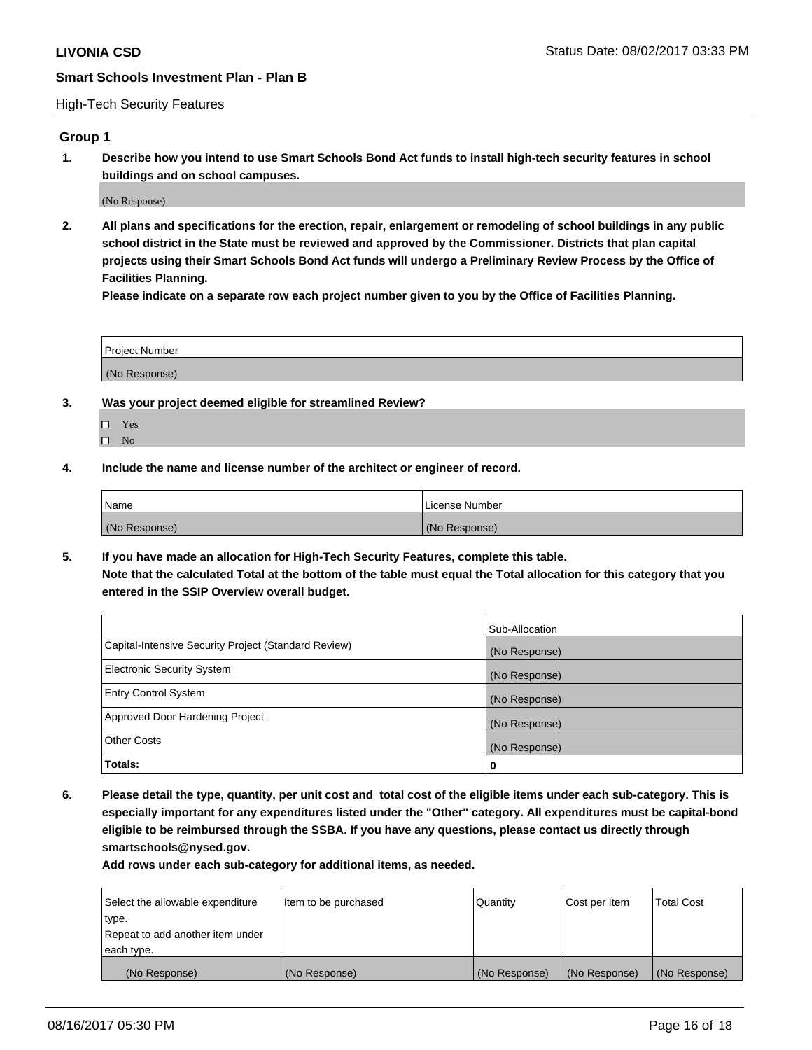High-Tech Security Features

## Group 1

**1. Describe how you intend to use Smart Schools Bond Act funds to install high-tech security features in school buildings and on school campuses.**

(No Response)

**2. All plans and specifications for the erection, repair, enlargement or remodeling of school buildings in any public school district in the State must be reviewed and approved by the Commissioner. Districts that plan capital projects using their Smart Schools Bond Act funds will undergo a Preliminary Review Process by the Office of Facilities Planning.**

**Please indicate on a separate row each project number given to you by the Office of Facilities Planning.**

| Project Number |
|---|
| (No Response) |

**3. Was your project deemed eligible for streamlined Review?**

- ☐ Yes
- ☐ No

**4. Include the name and license number of the architect or engineer of record.**

| Name | License Number |
|---|---|
| (No Response) | (No Response) |

**5. If you have made an allocation for High-Tech Security Features, complete this table.**
**Note that the calculated Total at the bottom of the table must equal the Total allocation for this category that you entered in the SSIP Overview overall budget.**

| | Sub-Allocation |
|---|---|
| Capital-Intensive Security Project (Standard Review) | (No Response) |
| Electronic Security System | (No Response) |
| Entry Control System | (No Response) |
| Approved Door Hardening Project | (No Response) |
| Other Costs | (No Response) |
| **Totals:** | **0** |

**6. Please detail the type, quantity, per unit cost and total cost of the eligible items under each sub-category. This is especially important for any expenditures listed under the "Other" category. All expenditures must be capital-bond eligible to be reimbursed through the SSBA. If you have any questions, please contact us directly through smartschools@nysed.gov.**

**Add rows under each sub-category for additional items, as needed.**

| Select the allowable expenditure type. Repeat to add another item under each type. | Item to be purchased | Quantity | Cost per Item | Total Cost |
|---|---|---|---|---|
| (No Response) | (No Response) | (No Response) | (No Response) | (No Response) |